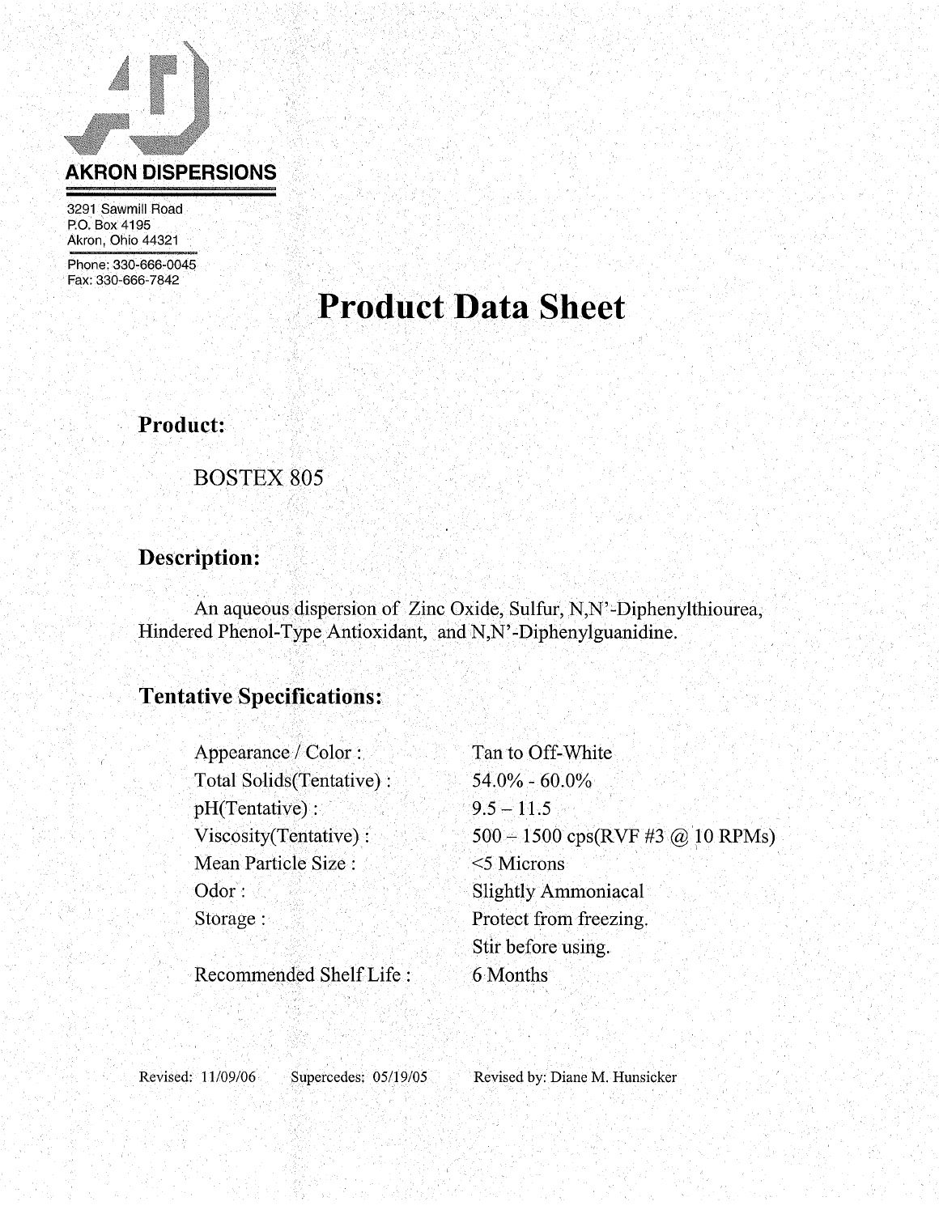**AKRON DISPERSIONS**

3291 Sawmill Road
P.O. Box 4195
Akron, Ohio 44321

Phone: 330-666-0045
Fax: 330-666-7842

# Product Data Sheet

## Product:

BOSTEX 805

## Description:

An aqueous dispersion of Zinc Oxide, Sulfur, N,N'-Diphenylthiourea, Hindered Phenol-Type Antioxidant, and N,N'-Diphenylguanidine.

## Tentative Specifications:

| | |
|---|---|
| Appearance / Color : | Tan to Off-White |
| Total Solids(Tentative) : | 54.0% - 60.0% |
| pH(Tentative) : | 9.5 – 11.5 |
| Viscosity(Tentative) : | 500 – 1500 cps(RVF #3 @ 10 RPMs) |
| Mean Particle Size : | <5 Microns |
| Odor : | Slightly Ammoniacal |
| Storage : | Protect from freezing.<br>Stir before using. |
| Recommended Shelf Life : | 6 Months |

Revised: 11/09/06 Supercedes: 05/19/05 Revised by: Diane M. Hunsicker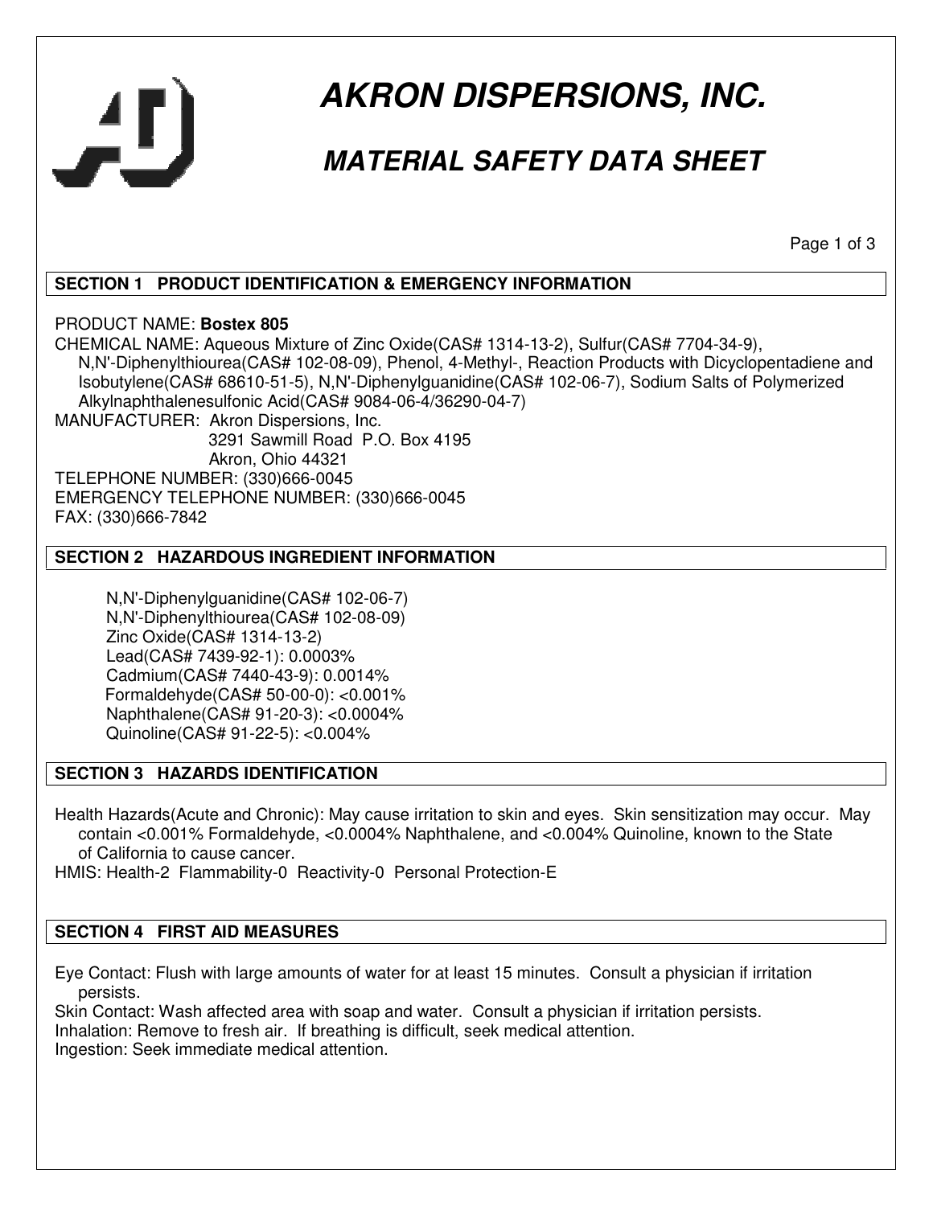# AKRON DISPERSIONS, INC.

## MATERIAL SAFETY DATA SHEET

### SECTION 1 PRODUCT IDENTIFICATION & EMERGENCY INFORMATION

PRODUCT NAME: **Bostex 805**

CHEMICAL NAME: Aqueous Mixture of Zinc Oxide(CAS# 1314-13-2), Sulfur(CAS# 7704-34-9), N,N'-Diphenylthiourea(CAS# 102-08-09), Phenol, 4-Methyl-, Reaction Products with Dicyclopentadiene and Isobutylene(CAS# 68610-51-5), N,N'-Diphenylguanidine(CAS# 102-06-7), Sodium Salts of Polymerized Alkylnaphthalenesulfonic Acid(CAS# 9084-06-4/36290-04-7)

MANUFACTURER: Akron Dispersions, Inc.
3291 Sawmill Road P.O. Box 4195
Akron, Ohio 44321

TELEPHONE NUMBER: (330)666-0045

EMERGENCY TELEPHONE NUMBER: (330)666-0045

FAX: (330)666-7842

### SECTION 2 HAZARDOUS INGREDIENT INFORMATION

N,N'-Diphenylguanidine(CAS# 102-06-7)
N,N'-Diphenylthiourea(CAS# 102-08-09)
Zinc Oxide(CAS# 1314-13-2)
Lead(CAS# 7439-92-1): 0.0003%
Cadmium(CAS# 7440-43-9): 0.0014%
Formaldehyde(CAS# 50-00-0): <0.001%
Naphthalene(CAS# 91-20-3): <0.0004%
Quinoline(CAS# 91-22-5): <0.004%

### SECTION 3 HAZARDS IDENTIFICATION

Health Hazards(Acute and Chronic): May cause irritation to skin and eyes. Skin sensitization may occur. May contain <0.001% Formaldehyde, <0.0004% Naphthalene, and <0.004% Quinoline, known to the State of California to cause cancer.

HMIS: Health-2 Flammability-0 Reactivity-0 Personal Protection-E

### SECTION 4 FIRST AID MEASURES

Eye Contact: Flush with large amounts of water for at least 15 minutes. Consult a physician if irritation persists.

Skin Contact: Wash affected area with soap and water. Consult a physician if irritation persists.

Inhalation: Remove to fresh air. If breathing is difficult, seek medical attention.

Ingestion: Seek immediate medical attention.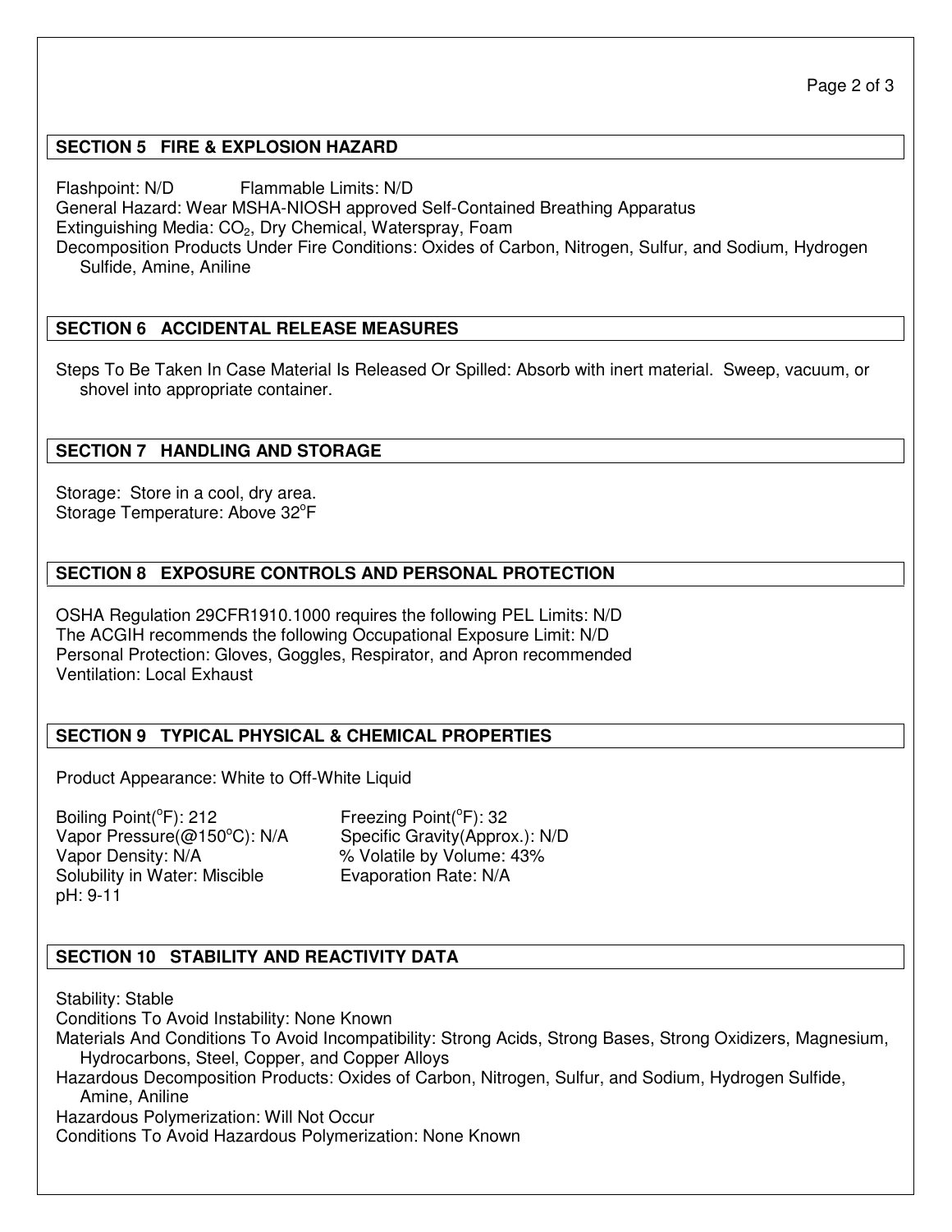## SECTION 5 FIRE & EXPLOSION HAZARD

Flashpoint: N/D Flammable Limits: N/D
General Hazard: Wear MSHA-NIOSH approved Self-Contained Breathing Apparatus
Extinguishing Media: $CO_2$, Dry Chemical, Waterspray, Foam
Decomposition Products Under Fire Conditions: Oxides of Carbon, Nitrogen, Sulfur, and Sodium, Hydrogen Sulfide, Amine, Aniline

## SECTION 6 ACCIDENTAL RELEASE MEASURES

Steps To Be Taken In Case Material Is Released Or Spilled: Absorb with inert material. Sweep, vacuum, or shovel into appropriate container.

## SECTION 7 HANDLING AND STORAGE

Storage: Store in a cool, dry area.
Storage Temperature: Above 32°F

## SECTION 8 EXPOSURE CONTROLS AND PERSONAL PROTECTION

OSHA Regulation 29CFR1910.1000 requires the following PEL Limits: N/D
The ACGIH recommends the following Occupational Exposure Limit: N/D
Personal Protection: Gloves, Goggles, Respirator, and Apron recommended
Ventilation: Local Exhaust

## SECTION 9 TYPICAL PHYSICAL & CHEMICAL PROPERTIES

Product Appearance: White to Off-White Liquid

Boiling Point(°F): 212
Vapor Pressure(@150°C): N/A
Vapor Density: N/A
Solubility in Water: Miscible
pH: 9-11
Freezing Point(°F): 32
Specific Gravity(Approx.): N/D
% Volatile by Volume: 43%
Evaporation Rate: N/A

## SECTION 10 STABILITY AND REACTIVITY DATA

Stability: Stable
Conditions To Avoid Instability: None Known
Materials And Conditions To Avoid Incompatibility: Strong Acids, Strong Bases, Strong Oxidizers, Magnesium, Hydrocarbons, Steel, Copper, and Copper Alloys
Hazardous Decomposition Products: Oxides of Carbon, Nitrogen, Sulfur, and Sodium, Hydrogen Sulfide, Amine, Aniline
Hazardous Polymerization: Will Not Occur
Conditions To Avoid Hazardous Polymerization: None Known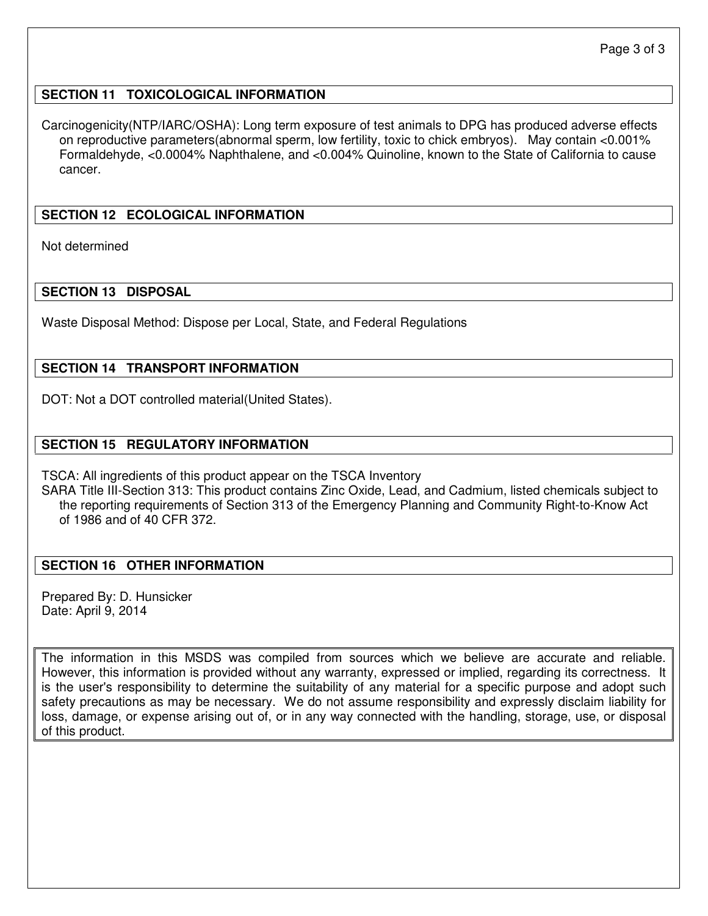## SECTION 11 TOXICOLOGICAL INFORMATION

Carcinogenicity(NTP/IARC/OSHA): Long term exposure of test animals to DPG has produced adverse effects on reproductive parameters(abnormal sperm, low fertility, toxic to chick embryos). May contain <0.001% Formaldehyde, <0.0004% Naphthalene, and <0.004% Quinoline, known to the State of California to cause cancer.

## SECTION 12 ECOLOGICAL INFORMATION

Not determined

## SECTION 13 DISPOSAL

Waste Disposal Method: Dispose per Local, State, and Federal Regulations

## SECTION 14 TRANSPORT INFORMATION

DOT: Not a DOT controlled material(United States).

## SECTION 15 REGULATORY INFORMATION

TSCA: All ingredients of this product appear on the TSCA Inventory

SARA Title III-Section 313: This product contains Zinc Oxide, Lead, and Cadmium, listed chemicals subject to the reporting requirements of Section 313 of the Emergency Planning and Community Right-to-Know Act of 1986 and of 40 CFR 372.

## SECTION 16 OTHER INFORMATION

Prepared By: D. Hunsicker
Date: April 9, 2014

The information in this MSDS was compiled from sources which we believe are accurate and reliable. However, this information is provided without any warranty, expressed or implied, regarding its correctness. It is the user's responsibility to determine the suitability of any material for a specific purpose and adopt such safety precautions as may be necessary. We do not assume responsibility and expressly disclaim liability for loss, damage, or expense arising out of, or in any way connected with the handling, storage, use, or disposal of this product.